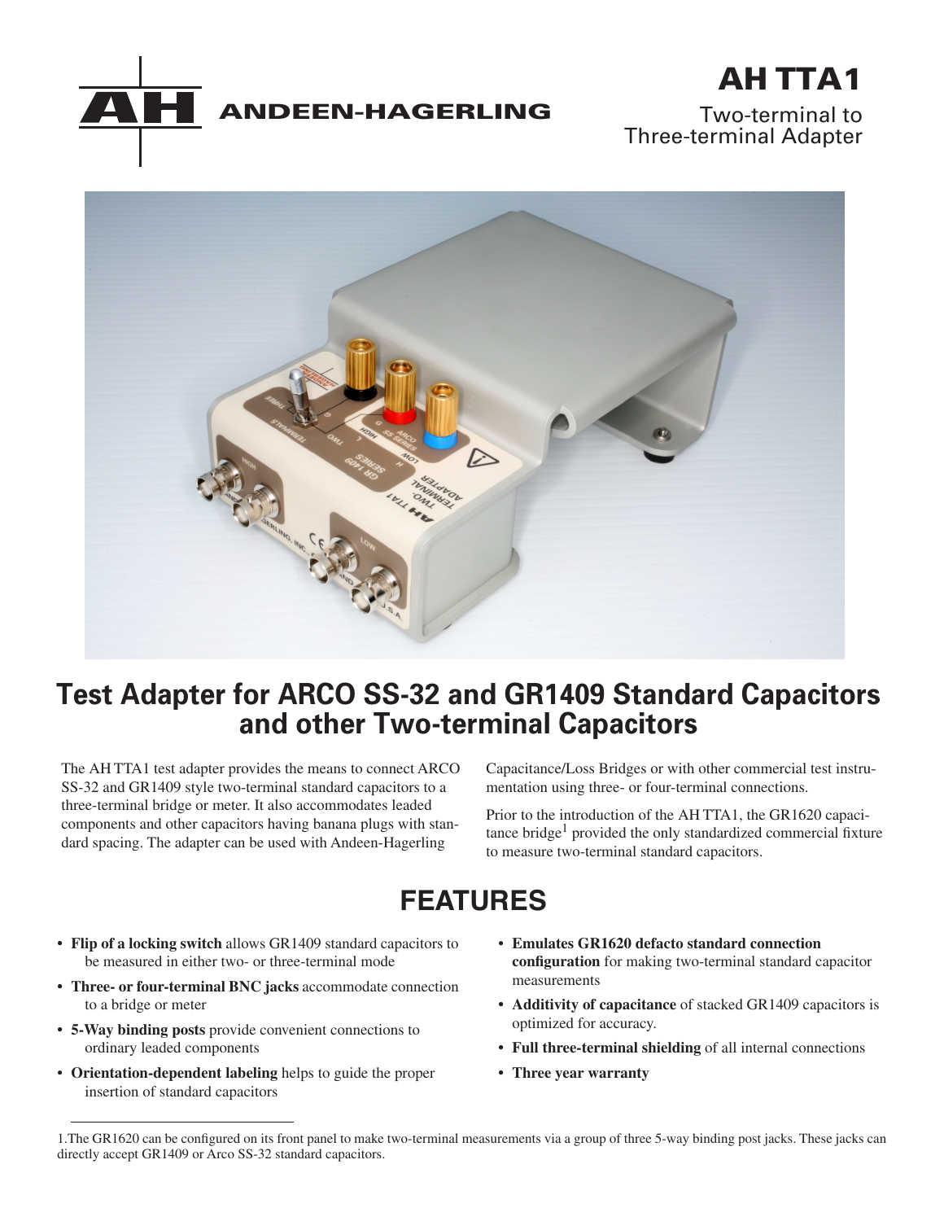# AH TTA1

ANDEEN-HAGERLING

Two-terminal to Three-terminal Adapter

## Test Adapter for ARCO SS-32 and GR1409 Standard Capacitors and other Two-terminal Capacitors

The AH TTA1 test adapter provides the means to connect ARCO SS-32 and GR1409 style two-terminal standard capacitors to a three-terminal bridge or meter. It also accommodates leaded components and other capacitors having banana plugs with standard spacing. The adapter can be used with Andeen-Hagerling Capacitance/Loss Bridges or with other commercial test instrumentation using three- or four-terminal connections.

Prior to the introduction of the AH TTA1, the GR1620 capacitance bridge[1] provided the only standardized commercial fixture to measure two-terminal standard capacitors.

## FEATURES

- **Flip of a locking switch** allows GR1409 standard capacitors to be measured in either two- or three-terminal mode
- **Three- or four-terminal BNC jacks** accommodate connection to a bridge or meter
- **5-Way binding posts** provide convenient connections to ordinary leaded components
- **Orientation-dependent labeling** helps to guide the proper insertion of standard capacitors
- **Emulates GR1620 defacto standard connection configuration** for making two-terminal standard capacitor measurements
- **Additivity of capacitance** of stacked GR1409 capacitors is optimized for accuracy.
- **Full three-terminal shielding** of all internal connections
- **Three year warranty**

1.The GR1620 can be configured on its front panel to make two-terminal measurements via a group of three 5-way binding post jacks. These jacks can directly accept GR1409 or Arco SS-32 standard capacitors.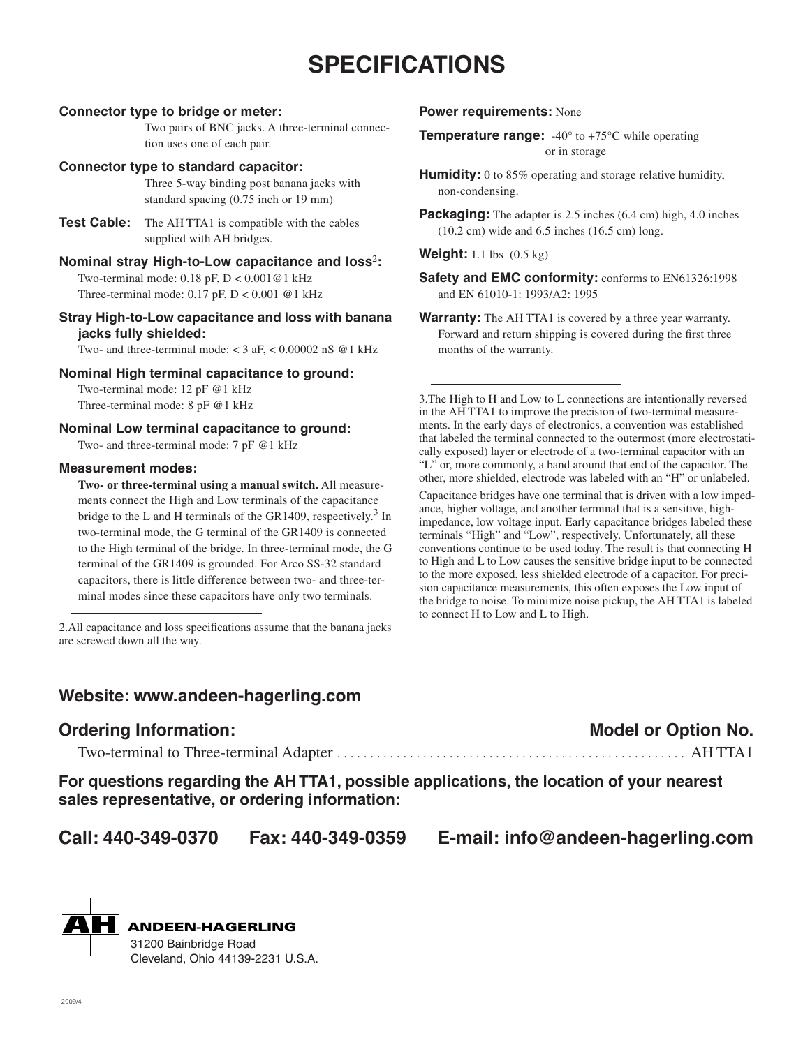# SPECIFICATIONS

**Connector type to bridge or meter:**
Two pairs of BNC jacks. A three-terminal connection uses one of each pair.

**Connector type to standard capacitor:**
Three 5-way binding post banana jacks with standard spacing (0.75 inch or 19 mm)

**Test Cable:** The AH TTA1 is compatible with the cables supplied with AH bridges.

**Nominal stray High-to-Low capacitance and loss[2]:**
Two-terminal mode: 0.18 pF, D < 0.001@1 kHz
Three-terminal mode: 0.17 pF, D < 0.001 @1 kHz

**Stray High-to-Low capacitance and loss with banana jacks fully shielded:**
Two- and three-terminal mode: < 3 aF, < 0.00002 nS @1 kHz

**Nominal High terminal capacitance to ground:**
Two-terminal mode: 12 pF @1 kHz
Three-terminal mode: 8 pF @1 kHz

**Nominal Low terminal capacitance to ground:**
Two- and three-terminal mode: 7 pF @1 kHz

**Measurement modes:**
**Two- or three-terminal using a manual switch.** All measurements connect the High and Low terminals of the capacitance bridge to the L and H terminals of the GR1409, respectively.[3] In two-terminal mode, the G terminal of the GR1409 is connected to the High terminal of the bridge. In three-terminal mode, the G terminal of the GR1409 is grounded. For Arco SS-32 standard capacitors, there is little difference between two- and three-terminal modes since these capacitors have only two terminals.

2.All capacitance and loss specifications assume that the banana jacks are screwed down all the way.

**Power requirements:** None

**Temperature range:** -40° to +75°C while operating or in storage

**Humidity:** 0 to 85% operating and storage relative humidity, non-condensing.

**Packaging:** The adapter is 2.5 inches (6.4 cm) high, 4.0 inches (10.2 cm) wide and 6.5 inches (16.5 cm) long.

**Weight:** 1.1 lbs (0.5 kg)

**Safety and EMC conformity:** conforms to EN61326:1998 and EN 61010-1: 1993/A2: 1995

**Warranty:** The AH TTA1 is covered by a three year warranty. Forward and return shipping is covered during the first three months of the warranty.

3.The High to H and Low to L connections are intentionally reversed in the AH TTA1 to improve the precision of two-terminal measurements. In the early days of electronics, a convention was established that labeled the terminal connected to the outermost (more electrostatically exposed) layer or electrode of a two-terminal capacitor with an "L" or, more commonly, a band around that end of the capacitor. The other, more shielded, electrode was labeled with an "H" or unlabeled.

Capacitance bridges have one terminal that is driven with a low impedance, higher voltage, and another terminal that is a sensitive, high-impedance, low voltage input. Early capacitance bridges labeled these terminals "High" and "Low", respectively. Unfortunately, all these conventions continue to be used today. The result is that connecting H to High and L to Low causes the sensitive bridge input to be connected to the more exposed, less shielded electrode of a capacitor. For precision capacitance measurements, this often exposes the Low input of the bridge to noise. To minimize noise pickup, the AH TTA1 is labeled to connect H to Low and L to High.

## Website: www.andeen-hagerling.com

| Ordering Information: | Model or Option No. |
|---|---|
| Two-terminal to Three-terminal Adapter | AH TTA1 |

**For questions regarding the AH TTA1, possible applications, the location of your nearest sales representative, or ordering information:**

**Call: 440-349-0370 Fax: 440-349-0359 E-mail: info@andeen-hagerling.com**

**ANDEEN-HAGERLING**
31200 Bainbridge Road
Cleveland, Ohio 44139-2231 U.S.A.

2009/4